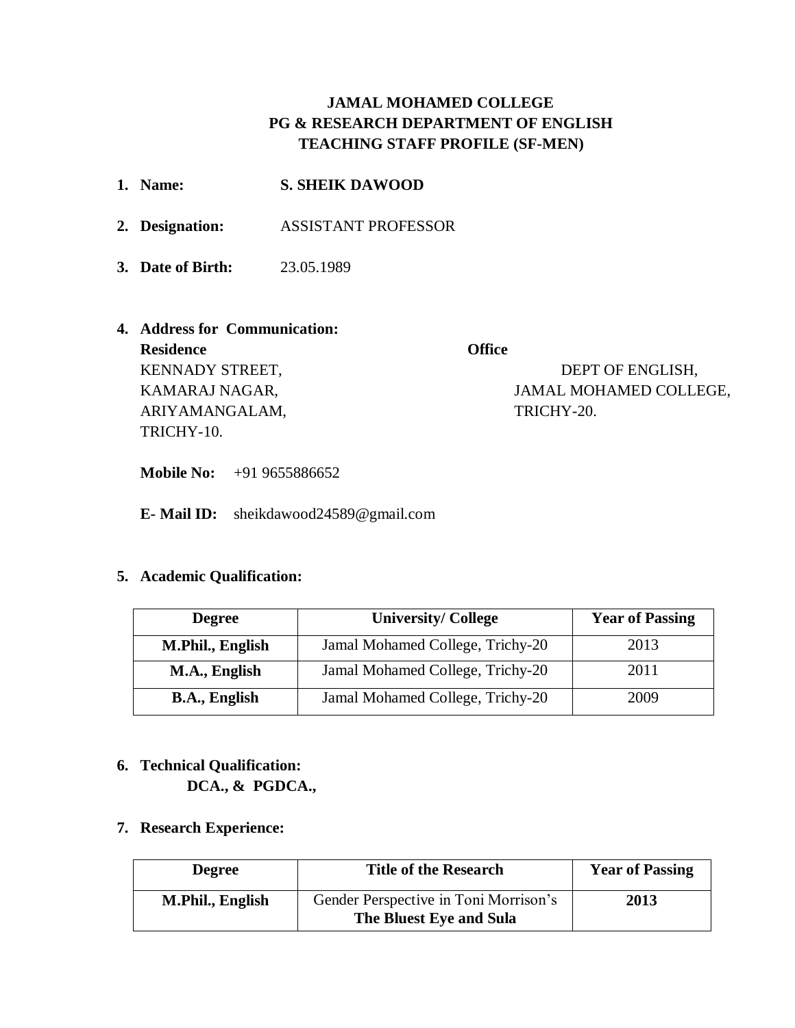# JAMAL MOHAMED COLLEGE
## PG & RESEARCH DEPARTMENT OF ENGLISH
## TEACHING STAFF PROFILE (SF-MEN)

1. **Name:** **S. SHEIK DAWOOD**

2. **Designation:** ASSISTANT PROFESSOR

3. **Date of Birth:** 23.05.1989

4. **Address for Communication:**

   **Residence**
   KENNADY STREET,
   KAMARAJ NAGAR,
   ARIYAMANGALAM,
   TRICHY-10.

   **Office**
   DEPT OF ENGLISH,
   JAMAL MOHAMED COLLEGE,
   TRICHY-20.

   **Mobile No:** +91 9655886652

   **E- Mail ID:** sheikdawood24589@gmail.com

5. **Academic Qualification:**

| Degree | University/ College | Year of Passing |
|---|---|---|
| **M.Phil., English** | Jamal Mohamed College, Trichy-20 | 2013 |
| **M.A., English** | Jamal Mohamed College, Trichy-20 | 2011 |
| **B.A., English** | Jamal Mohamed College, Trichy-20 | 2009 |

6. **Technical Qualification:**
   **DCA., & PGDCA.,**

7. **Research Experience:**

| Degree | Title of the Research | Year of Passing |
|---|---|---|
| **M.Phil., English** | Gender Perspective in Toni Morrison's **The Bluest Eye and Sula** | **2013** |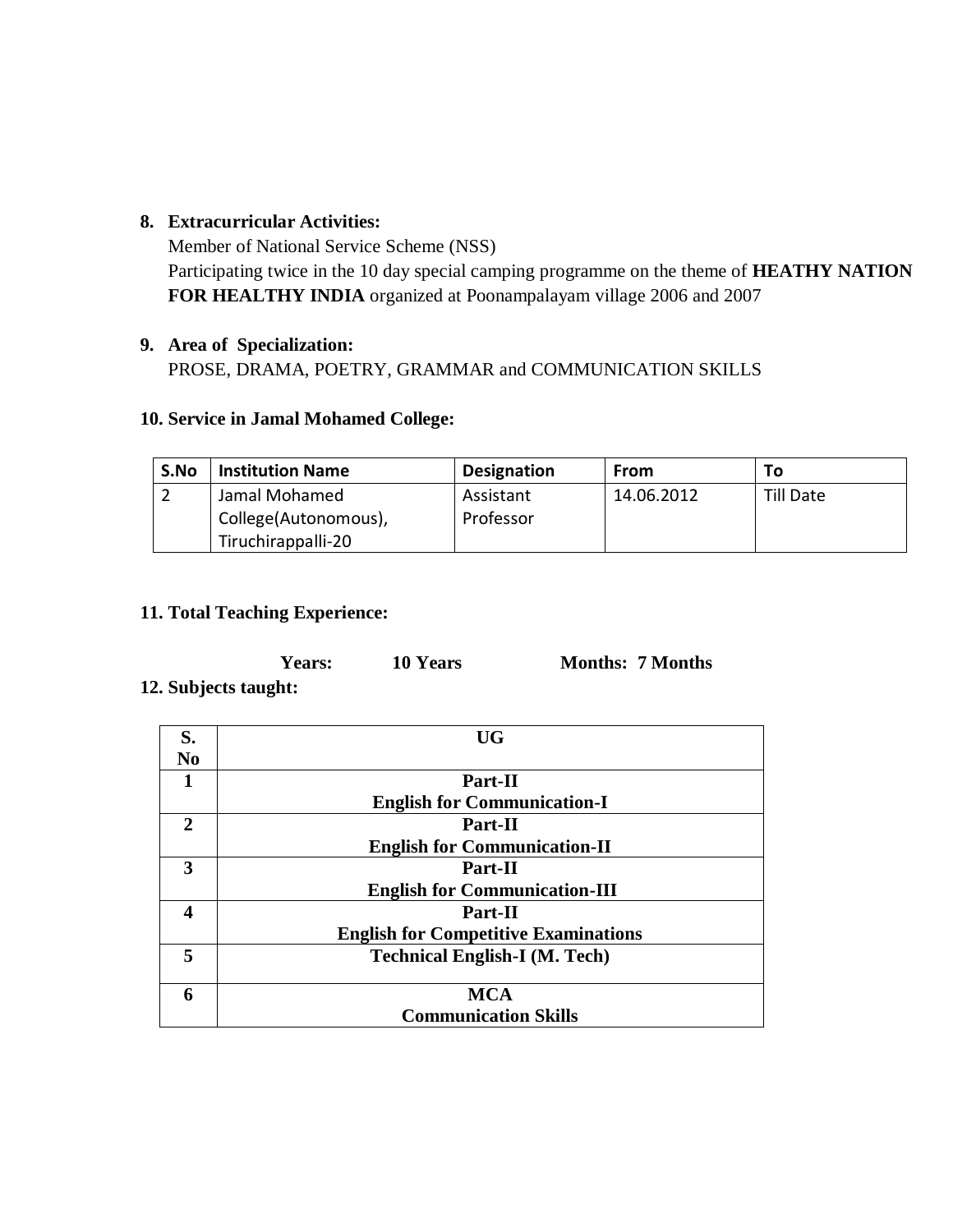**8. Extracurricular Activities:**

Member of National Service Scheme (NSS)

Participating twice in the 10 day special camping programme on the theme of **HEATHY NATION FOR HEALTHY INDIA** organized at Poonampalayam village 2006 and 2007

**9. Area of Specialization:**

PROSE, DRAMA, POETRY, GRAMMAR and COMMUNICATION SKILLS

**10. Service in Jamal Mohamed College:**

| S.No | Institution Name | Designation | From | To |
|---|---|---|---|---|
| 2 | Jamal Mohamed College(Autonomous), Tiruchirappalli-20 | Assistant Professor | 14.06.2012 | Till Date |

**11. Total Teaching Experience:**

**Years: 10 Years Months: 7 Months**

**12. Subjects taught:**

| S. No | UG |
|---|---|
| **1** | **Part-II English for Communication-I** |
| **2** | **Part-II English for Communication-II** |
| **3** | **Part-II English for Communication-III** |
| **4** | **Part-II English for Competitive Examinations** |
| **5** | **Technical English-I (M. Tech)** |
| **6** | **MCA Communication Skills** |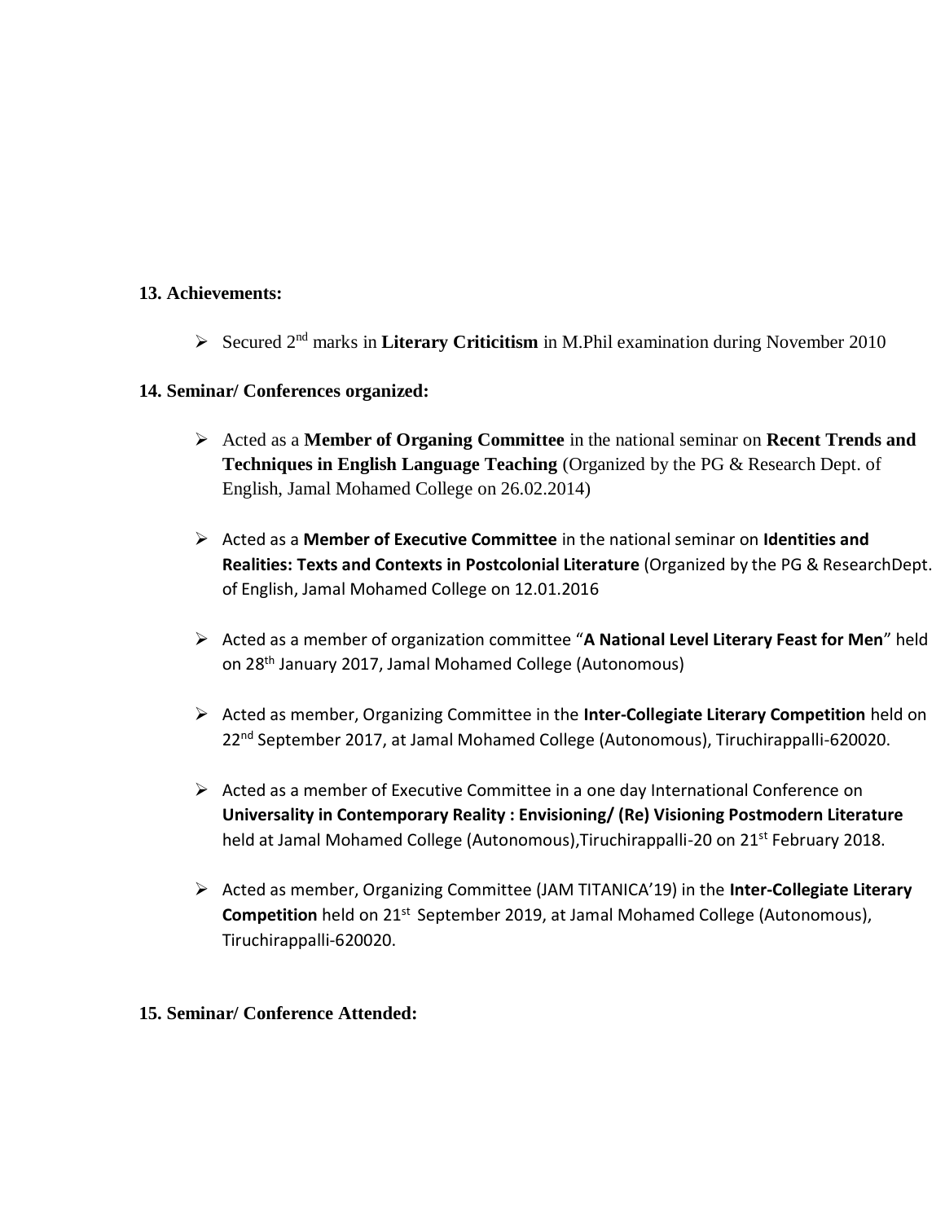**13. Achievements:**

- Secured 2nd marks in **Literary Criticitism** in M.Phil examination during November 2010

**14. Seminar/ Conferences organized:**

- Acted as a **Member of Organing Committee** in the national seminar on **Recent Trends and Techniques in English Language Teaching** (Organized by the PG & Research Dept. of English, Jamal Mohamed College on 26.02.2014)

- Acted as a **Member of Executive Committee** in the national seminar on **Identities and Realities: Texts and Contexts in Postcolonial Literature** (Organized by the PG & ResearchDept. of English, Jamal Mohamed College on 12.01.2016

- Acted as a member of organization committee "**A National Level Literary Feast for Men**" held on 28th January 2017, Jamal Mohamed College (Autonomous)

- Acted as member, Organizing Committee in the **Inter-Collegiate Literary Competition** held on 22nd September 2017, at Jamal Mohamed College (Autonomous), Tiruchirappalli-620020.

- Acted as a member of Executive Committee in a one day International Conference on **Universality in Contemporary Reality : Envisioning/ (Re) Visioning Postmodern Literature** held at Jamal Mohamed College (Autonomous),Tiruchirappalli-20 on 21st February 2018.

- Acted as member, Organizing Committee (JAM TITANICA'19) in the **Inter-Collegiate Literary Competition** held on 21st September 2019, at Jamal Mohamed College (Autonomous), Tiruchirappalli-620020.

**15. Seminar/ Conference Attended:**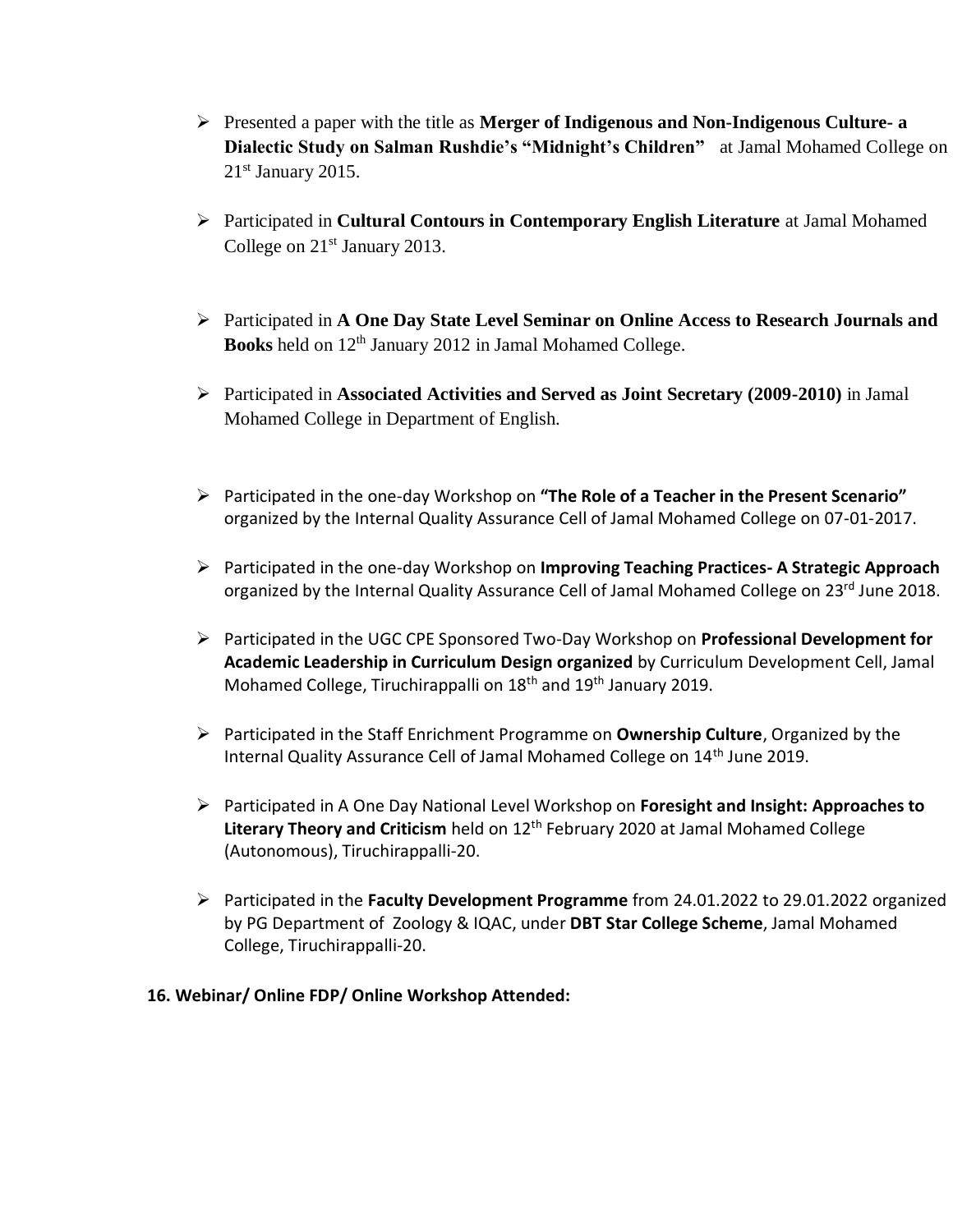- Presented a paper with the title as **Merger of Indigenous and Non-Indigenous Culture- a Dialectic Study on Salman Rushdie's "Midnight's Children"** at Jamal Mohamed College on 21st January 2015.

- Participated in **Cultural Contours in Contemporary English Literature** at Jamal Mohamed College on 21st January 2013.

- Participated in **A One Day State Level Seminar on Online Access to Research Journals and Books** held on 12th January 2012 in Jamal Mohamed College.

- Participated in **Associated Activities and Served as Joint Secretary (2009-2010)** in Jamal Mohamed College in Department of English.

- Participated in the one-day Workshop on **"The Role of a Teacher in the Present Scenario"** organized by the Internal Quality Assurance Cell of Jamal Mohamed College on 07-01-2017.

- Participated in the one-day Workshop on **Improving Teaching Practices- A Strategic Approach** organized by the Internal Quality Assurance Cell of Jamal Mohamed College on 23rd June 2018.

- Participated in the UGC CPE Sponsored Two-Day Workshop on **Professional Development for Academic Leadership in Curriculum Design organized** by Curriculum Development Cell, Jamal Mohamed College, Tiruchirappalli on 18th and 19th January 2019.

- Participated in the Staff Enrichment Programme on **Ownership Culture**, Organized by the Internal Quality Assurance Cell of Jamal Mohamed College on 14th June 2019.

- Participated in A One Day National Level Workshop on **Foresight and Insight: Approaches to Literary Theory and Criticism** held on 12th February 2020 at Jamal Mohamed College (Autonomous), Tiruchirappalli-20.

- Participated in the **Faculty Development Programme** from 24.01.2022 to 29.01.2022 organized by PG Department of Zoology & IQAC, under **DBT Star College Scheme**, Jamal Mohamed College, Tiruchirappalli-20.

**16. Webinar/ Online FDP/ Online Workshop Attended:**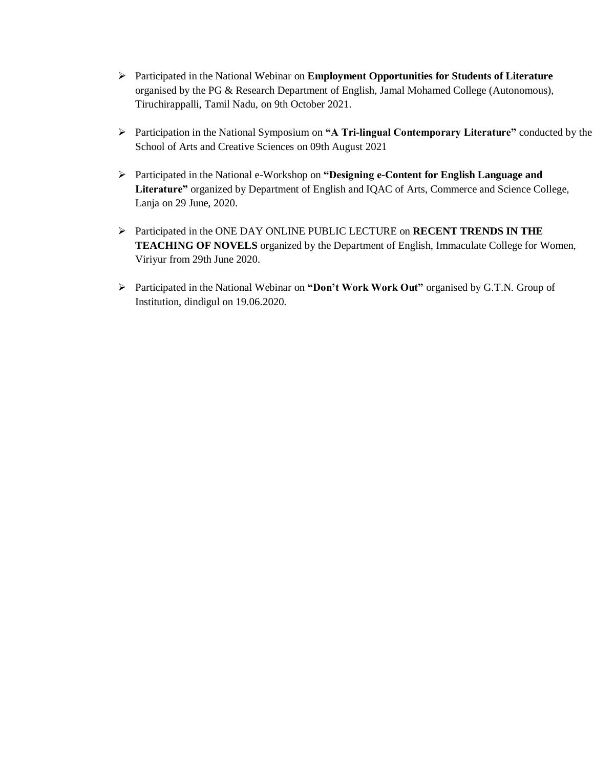- Participated in the National Webinar on **Employment Opportunities for Students of Literature** organised by the PG & Research Department of English, Jamal Mohamed College (Autonomous), Tiruchirappalli, Tamil Nadu, on 9th October 2021.

- Participation in the National Symposium on **"A Tri-lingual Contemporary Literature"** conducted by the School of Arts and Creative Sciences on 09th August 2021

- Participated in the National e-Workshop on **"Designing e-Content for English Language and Literature"** organized by Department of English and IQAC of Arts, Commerce and Science College, Lanja on 29 June, 2020.

- Participated in the ONE DAY ONLINE PUBLIC LECTURE on **RECENT TRENDS IN THE TEACHING OF NOVELS** organized by the Department of English, Immaculate College for Women, Viriyur from 29th June 2020.

- Participated in the National Webinar on **"Don't Work Work Out"** organised by G.T.N. Group of Institution, dindigul on 19.06.2020.